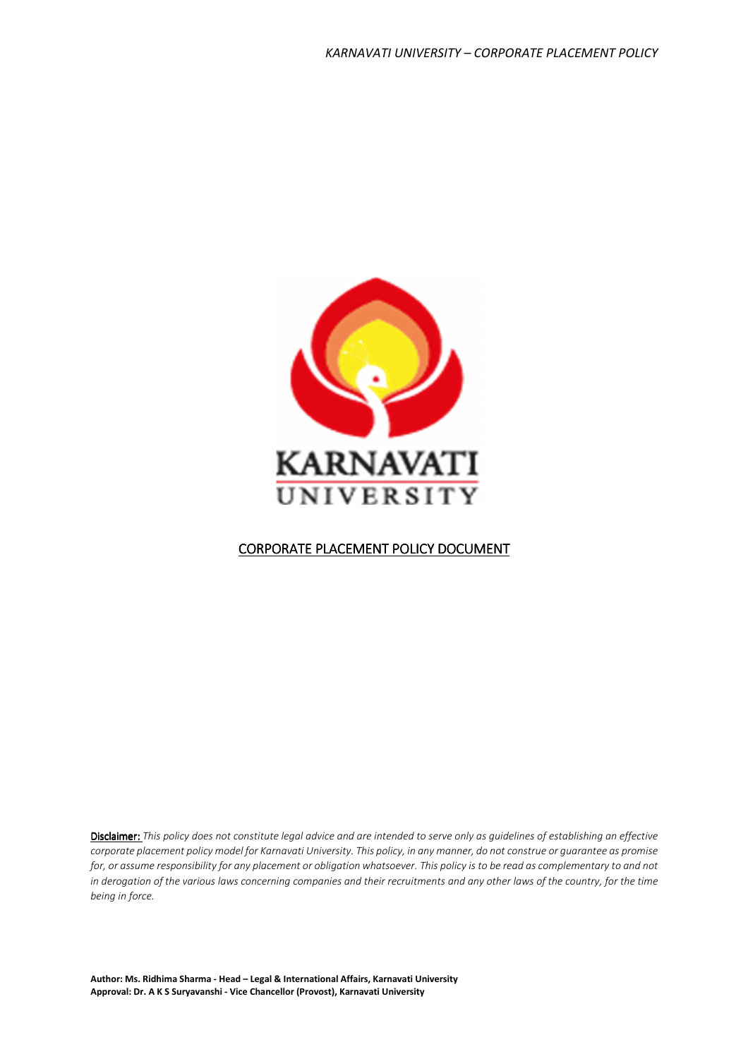KARNAVATI UNIVERSITY

# CORPORATE PLACEMENT POLICY DOCUMENT

**Disclaimer:** *This policy does not constitute legal advice and are intended to serve only as guidelines of establishing an effective corporate placement policy model for Karnavati University. This policy, in any manner, do not construe or guarantee as promise for, or assume responsibility for any placement or obligation whatsoever. This policy is to be read as complementary to and not in derogation of the various laws concerning companies and their recruitments and any other laws of the country, for the time being in force.*

**Author: Ms. Ridhima Sharma - Head – Legal & International Affairs, Karnavati University**
**Approval: Dr. A K S Suryavanshi - Vice Chancellor (Provost), Karnavati University**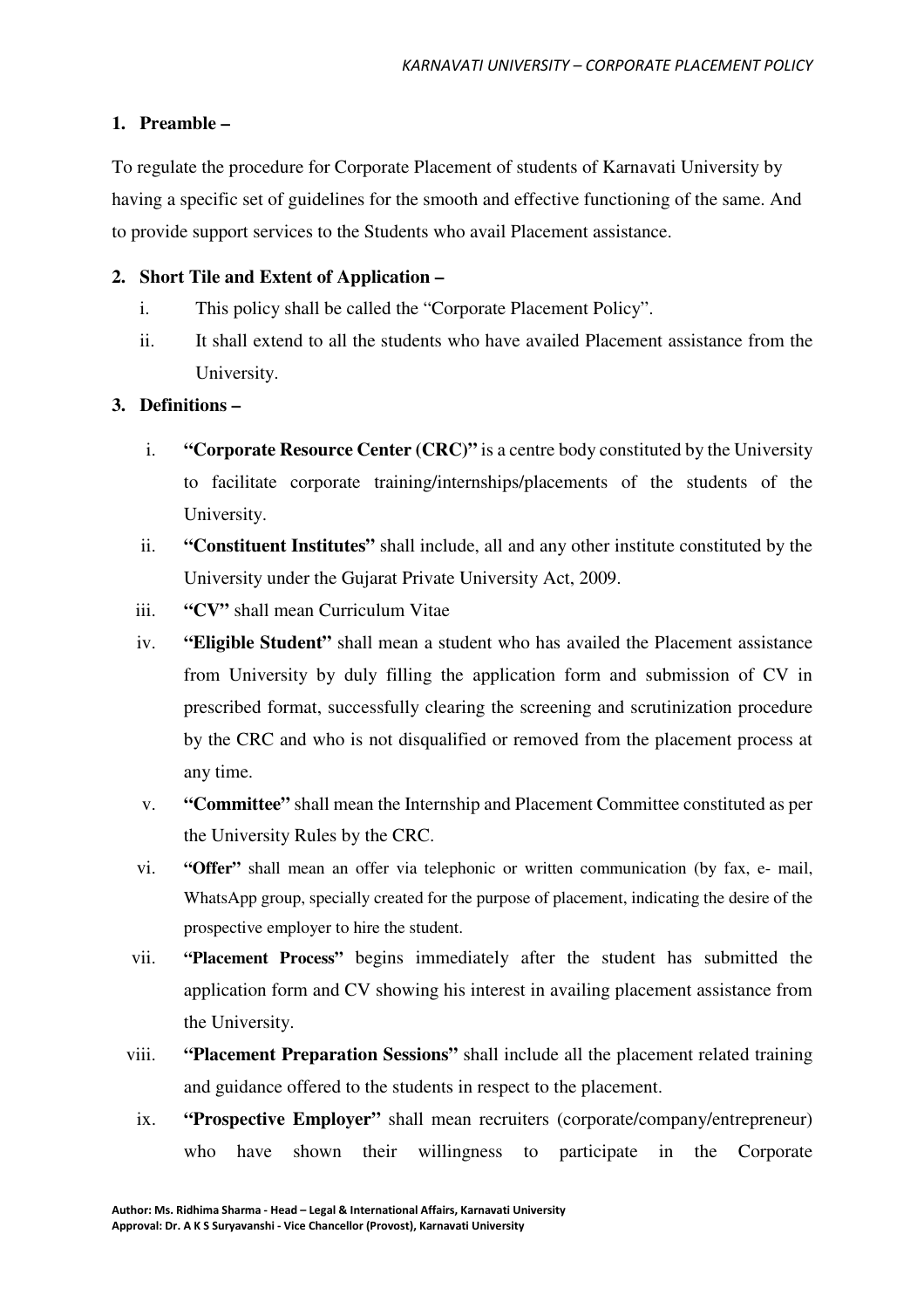## 1. Preamble –

To regulate the procedure for Corporate Placement of students of Karnavati University by having a specific set of guidelines for the smooth and effective functioning of the same. And to provide support services to the Students who avail Placement assistance.

## 2. Short Tile and Extent of Application –

i. This policy shall be called the "Corporate Placement Policy".

ii. It shall extend to all the students who have availed Placement assistance from the University.

## 3. Definitions –

i. **"Corporate Resource Center (CRC)"** is a centre body constituted by the University to facilitate corporate training/internships/placements of the students of the University.

ii. **"Constituent Institutes"** shall include, all and any other institute constituted by the University under the Gujarat Private University Act, 2009.

iii. **"CV"** shall mean Curriculum Vitae

iv. **"Eligible Student"** shall mean a student who has availed the Placement assistance from University by duly filling the application form and submission of CV in prescribed format, successfully clearing the screening and scrutinization procedure by the CRC and who is not disqualified or removed from the placement process at any time.

v. **"Committee"** shall mean the Internship and Placement Committee constituted as per the University Rules by the CRC.

vi. **"Offer"** shall mean an offer via telephonic or written communication (by fax, e- mail, WhatsApp group, specially created for the purpose of placement, indicating the desire of the prospective employer to hire the student.

vii. **"Placement Process"** begins immediately after the student has submitted the application form and CV showing his interest in availing placement assistance from the University.

viii. **"Placement Preparation Sessions"** shall include all the placement related training and guidance offered to the students in respect to the placement.

ix. **"Prospective Employer"** shall mean recruiters (corporate/company/entrepreneur) who have shown their willingness to participate in the Corporate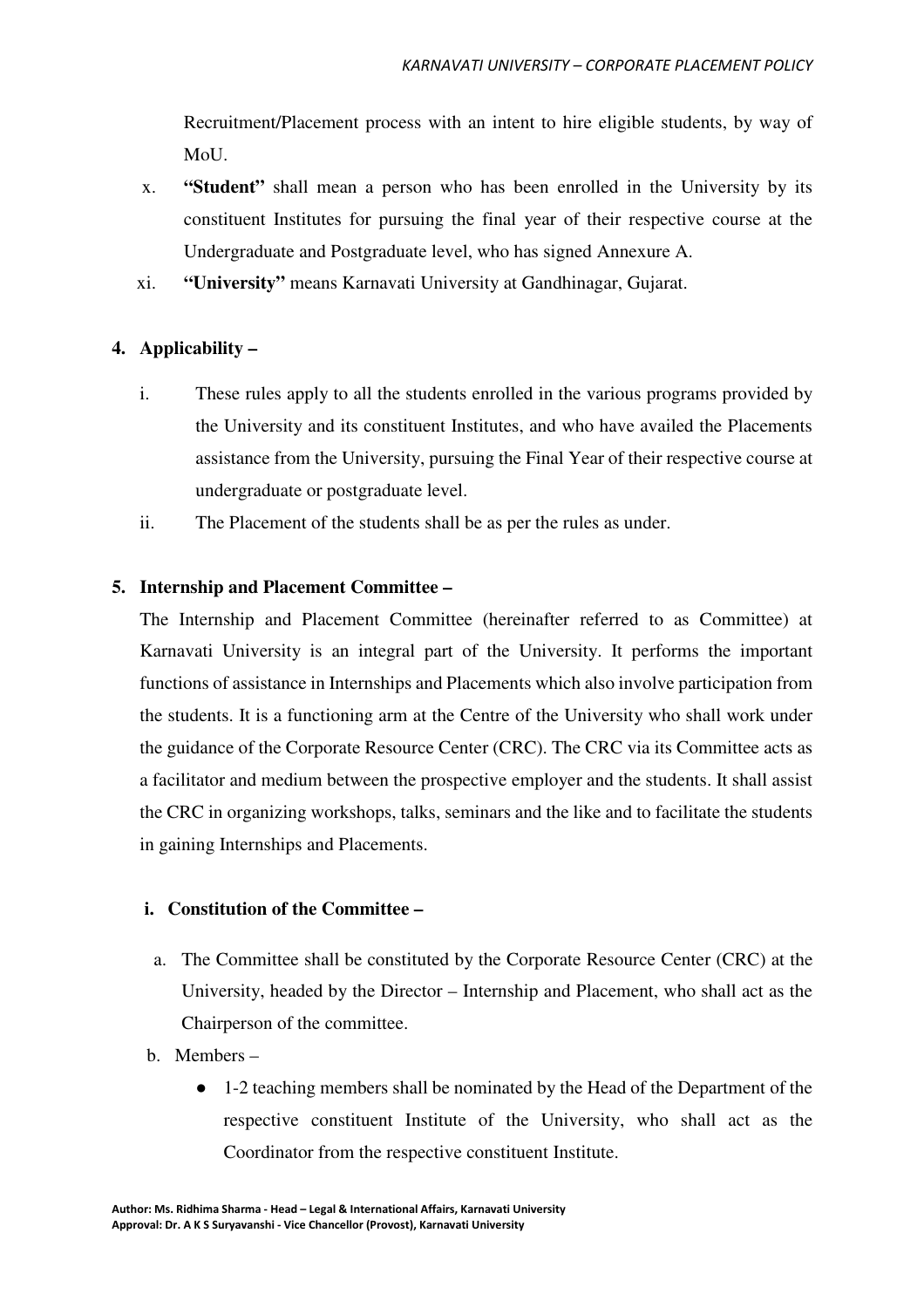Recruitment/Placement process with an intent to hire eligible students, by way of MoU.

x. **"Student"** shall mean a person who has been enrolled in the University by its constituent Institutes for pursuing the final year of their respective course at the Undergraduate and Postgraduate level, who has signed Annexure A.

xi. **"University"** means Karnavati University at Gandhinagar, Gujarat.

## 4. Applicability –

i. These rules apply to all the students enrolled in the various programs provided by the University and its constituent Institutes, and who have availed the Placements assistance from the University, pursuing the Final Year of their respective course at undergraduate or postgraduate level.

ii. The Placement of the students shall be as per the rules as under.

## 5. Internship and Placement Committee –

The Internship and Placement Committee (hereinafter referred to as Committee) at Karnavati University is an integral part of the University. It performs the important functions of assistance in Internships and Placements which also involve participation from the students. It is a functioning arm at the Centre of the University who shall work under the guidance of the Corporate Resource Center (CRC). The CRC via its Committee acts as a facilitator and medium between the prospective employer and the students. It shall assist the CRC in organizing workshops, talks, seminars and the like and to facilitate the students in gaining Internships and Placements.

### i. Constitution of the Committee –

a. The Committee shall be constituted by the Corporate Resource Center (CRC) at the University, headed by the Director – Internship and Placement, who shall act as the Chairperson of the committee.

b. Members –

- 1-2 teaching members shall be nominated by the Head of the Department of the respective constituent Institute of the University, who shall act as the Coordinator from the respective constituent Institute.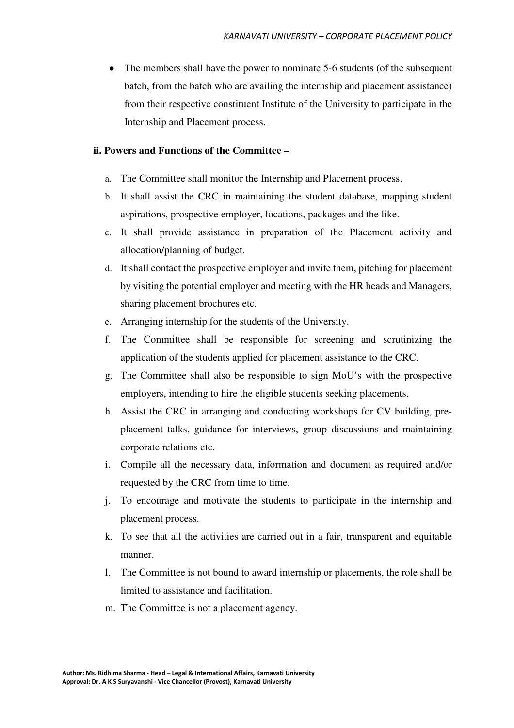- The members shall have the power to nominate 5-6 students (of the subsequent batch, from the batch who are availing the internship and placement assistance) from their respective constituent Institute of the University to participate in the Internship and Placement process.

**ii. Powers and Functions of the Committee –**

a. The Committee shall monitor the Internship and Placement process.
b. It shall assist the CRC in maintaining the student database, mapping student aspirations, prospective employer, locations, packages and the like.
c. It shall provide assistance in preparation of the Placement activity and allocation/planning of budget.
d. It shall contact the prospective employer and invite them, pitching for placement by visiting the potential employer and meeting with the HR heads and Managers, sharing placement brochures etc.
e. Arranging internship for the students of the University.
f. The Committee shall be responsible for screening and scrutinizing the application of the students applied for placement assistance to the CRC.
g. The Committee shall also be responsible to sign MoU's with the prospective employers, intending to hire the eligible students seeking placements.
h. Assist the CRC in arranging and conducting workshops for CV building, pre-placement talks, guidance for interviews, group discussions and maintaining corporate relations etc.
i. Compile all the necessary data, information and document as required and/or requested by the CRC from time to time.
j. To encourage and motivate the students to participate in the internship and placement process.
k. To see that all the activities are carried out in a fair, transparent and equitable manner.
l. The Committee is not bound to award internship or placements, the role shall be limited to assistance and facilitation.
m. The Committee is not a placement agency.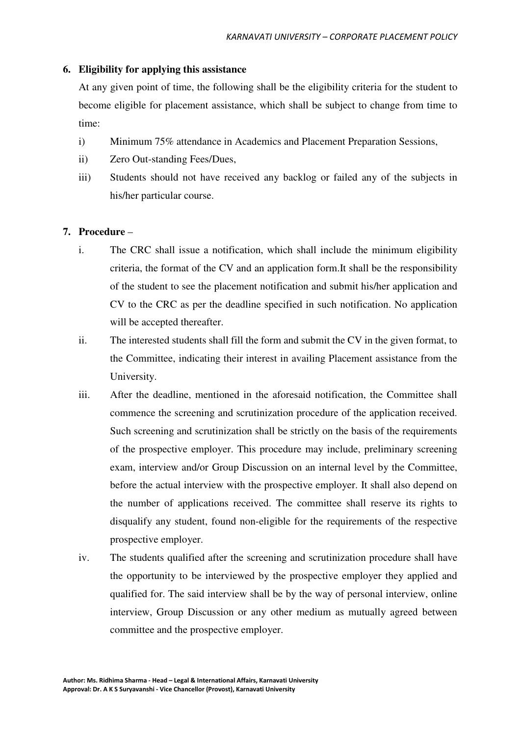## 6. Eligibility for applying this assistance

At any given point of time, the following shall be the eligibility criteria for the student to become eligible for placement assistance, which shall be subject to change from time to time:

i) Minimum 75% attendance in Academics and Placement Preparation Sessions,

ii) Zero Out-standing Fees/Dues,

iii) Students should not have received any backlog or failed any of the subjects in his/her particular course.

## 7. Procedure –

i. The CRC shall issue a notification, which shall include the minimum eligibility criteria, the format of the CV and an application form.It shall be the responsibility of the student to see the placement notification and submit his/her application and CV to the CRC as per the deadline specified in such notification. No application will be accepted thereafter.

ii. The interested students shall fill the form and submit the CV in the given format, to the Committee, indicating their interest in availing Placement assistance from the University.

iii. After the deadline, mentioned in the aforesaid notification, the Committee shall commence the screening and scrutinization procedure of the application received. Such screening and scrutinization shall be strictly on the basis of the requirements of the prospective employer. This procedure may include, preliminary screening exam, interview and/or Group Discussion on an internal level by the Committee, before the actual interview with the prospective employer. It shall also depend on the number of applications received. The committee shall reserve its rights to disqualify any student, found non-eligible for the requirements of the respective prospective employer.

iv. The students qualified after the screening and scrutinization procedure shall have the opportunity to be interviewed by the prospective employer they applied and qualified for. The said interview shall be by the way of personal interview, online interview, Group Discussion or any other medium as mutually agreed between committee and the prospective employer.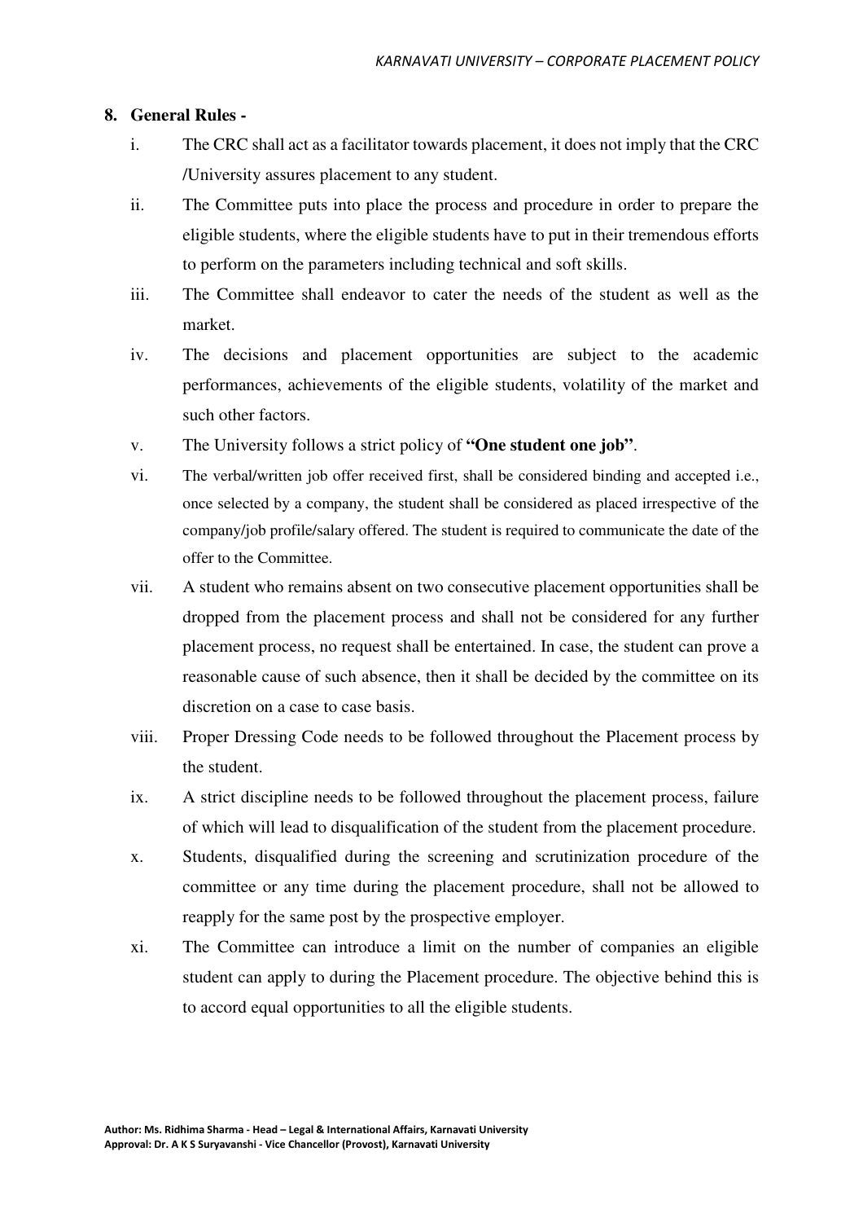## 8. General Rules -

i. The CRC shall act as a facilitator towards placement, it does not imply that the CRC /University assures placement to any student.

ii. The Committee puts into place the process and procedure in order to prepare the eligible students, where the eligible students have to put in their tremendous efforts to perform on the parameters including technical and soft skills.

iii. The Committee shall endeavor to cater the needs of the student as well as the market.

iv. The decisions and placement opportunities are subject to the academic performances, achievements of the eligible students, volatility of the market and such other factors.

v. The University follows a strict policy of **"One student one job"**.

vi. The verbal/written job offer received first, shall be considered binding and accepted i.e., once selected by a company, the student shall be considered as placed irrespective of the company/job profile/salary offered. The student is required to communicate the date of the offer to the Committee.

vii. A student who remains absent on two consecutive placement opportunities shall be dropped from the placement process and shall not be considered for any further placement process, no request shall be entertained. In case, the student can prove a reasonable cause of such absence, then it shall be decided by the committee on its discretion on a case to case basis.

viii. Proper Dressing Code needs to be followed throughout the Placement process by the student.

ix. A strict discipline needs to be followed throughout the placement process, failure of which will lead to disqualification of the student from the placement procedure.

x. Students, disqualified during the screening and scrutinization procedure of the committee or any time during the placement procedure, shall not be allowed to reapply for the same post by the prospective employer.

xi. The Committee can introduce a limit on the number of companies an eligible student can apply to during the Placement procedure. The objective behind this is to accord equal opportunities to all the eligible students.

**Author: Ms. Ridhima Sharma - Head – Legal & International Affairs, Karnavati University**
**Approval: Dr. A K S Suryavanshi - Vice Chancellor (Provost), Karnavati University**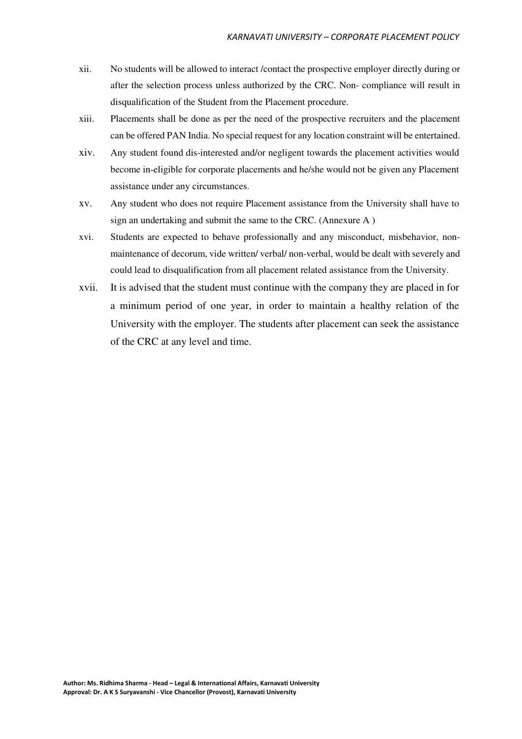xii. No students will be allowed to interact /contact the prospective employer directly during or after the selection process unless authorized by the CRC. Non- compliance will result in disqualification of the Student from the Placement procedure.

xiii. Placements shall be done as per the need of the prospective recruiters and the placement can be offered PAN India. No special request for any location constraint will be entertained.

xiv. Any student found dis-interested and/or negligent towards the placement activities would become in-eligible for corporate placements and he/she would not be given any Placement assistance under any circumstances.

xv. Any student who does not require Placement assistance from the University shall have to sign an undertaking and submit the same to the CRC. (Annexure A )

xvi. Students are expected to behave professionally and any misconduct, misbehavior, non-maintenanace of decorum, vide written/ verbal/ non-verbal, would be dealt with severely and could lead to disqualification from all placement related assistance from the University.

xvii. It is advised that the student must continue with the company they are placed in for a minimum period of one year, in order to maintain a healthy relation of the University with the employer. The students after placement can seek the assistance of the CRC at any level and time.

**Author: Ms. Ridhima Sharma - Head – Legal & International Affairs, Karnavati University**
**Approval: Dr. A K S Suryavanshi - Vice Chancellor (Provost), Karnavati University**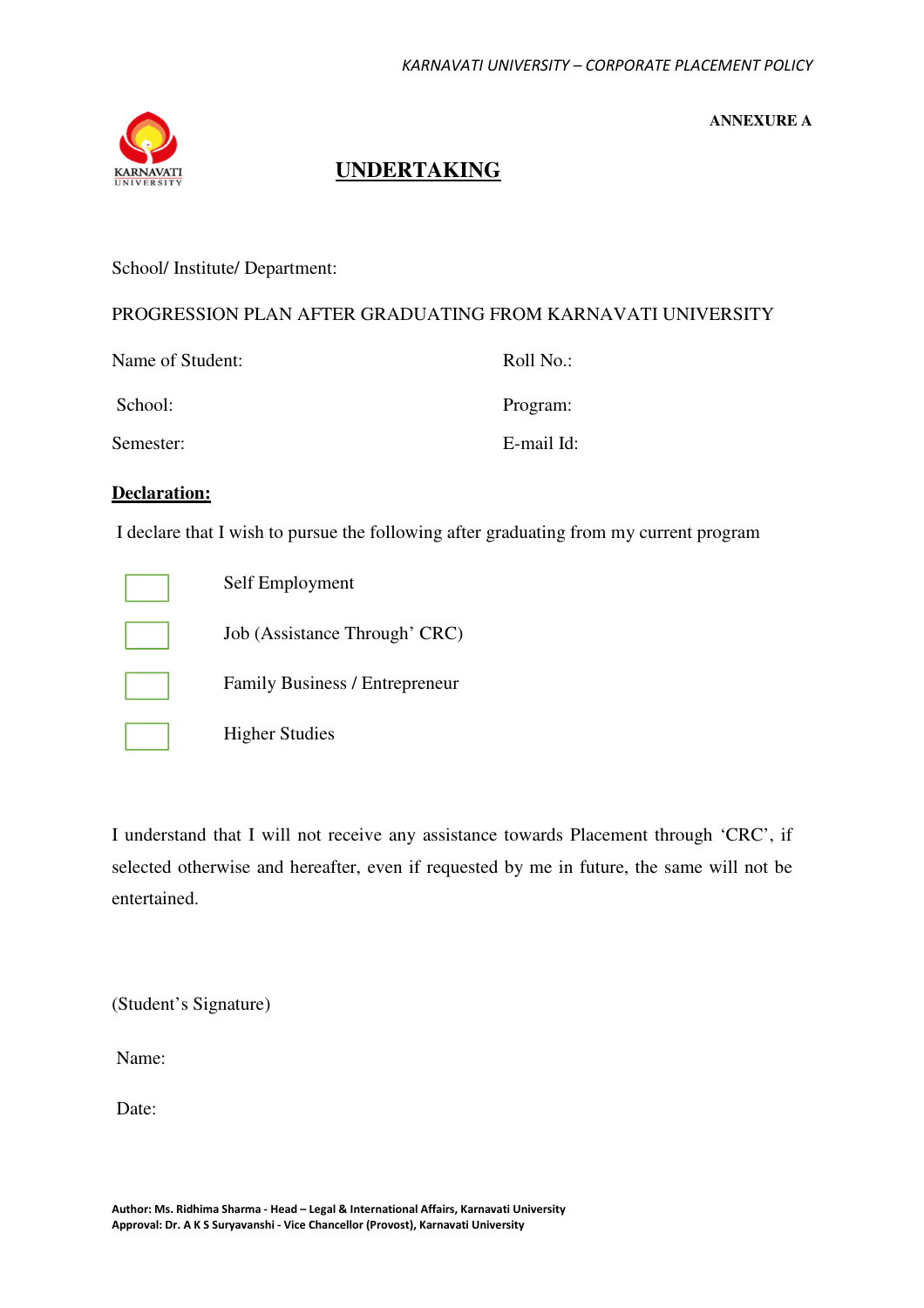**ANNEXURE A**

# UNDERTAKING

School/ Institute/ Department:

PROGRESSION PLAN AFTER GRADUATING FROM KARNAVATI UNIVERSITY

| | |
|---|---|
| Name of Student: | Roll No.: |
| School: | Program: |
| Semester: | E-mail Id: |

**Declaration:**

I declare that I wish to pursue the following after graduating from my current program

- [ ] Self Employment
- [ ] Job (Assistance Through' CRC)
- [ ] Family Business / Entrepreneur
- [ ] Higher Studies

I understand that I will not receive any assistance towards Placement through 'CRC', if selected otherwise and hereafter, even if requested by me in future, the same will not be entertained.

(Student's Signature)

Name:

Date:

**Author: Ms. Ridhima Sharma - Head – Legal & International Affairs, Karnavati University**
**Approval: Dr. A K S Suryavanshi - Vice Chancellor (Provost), Karnavati University**